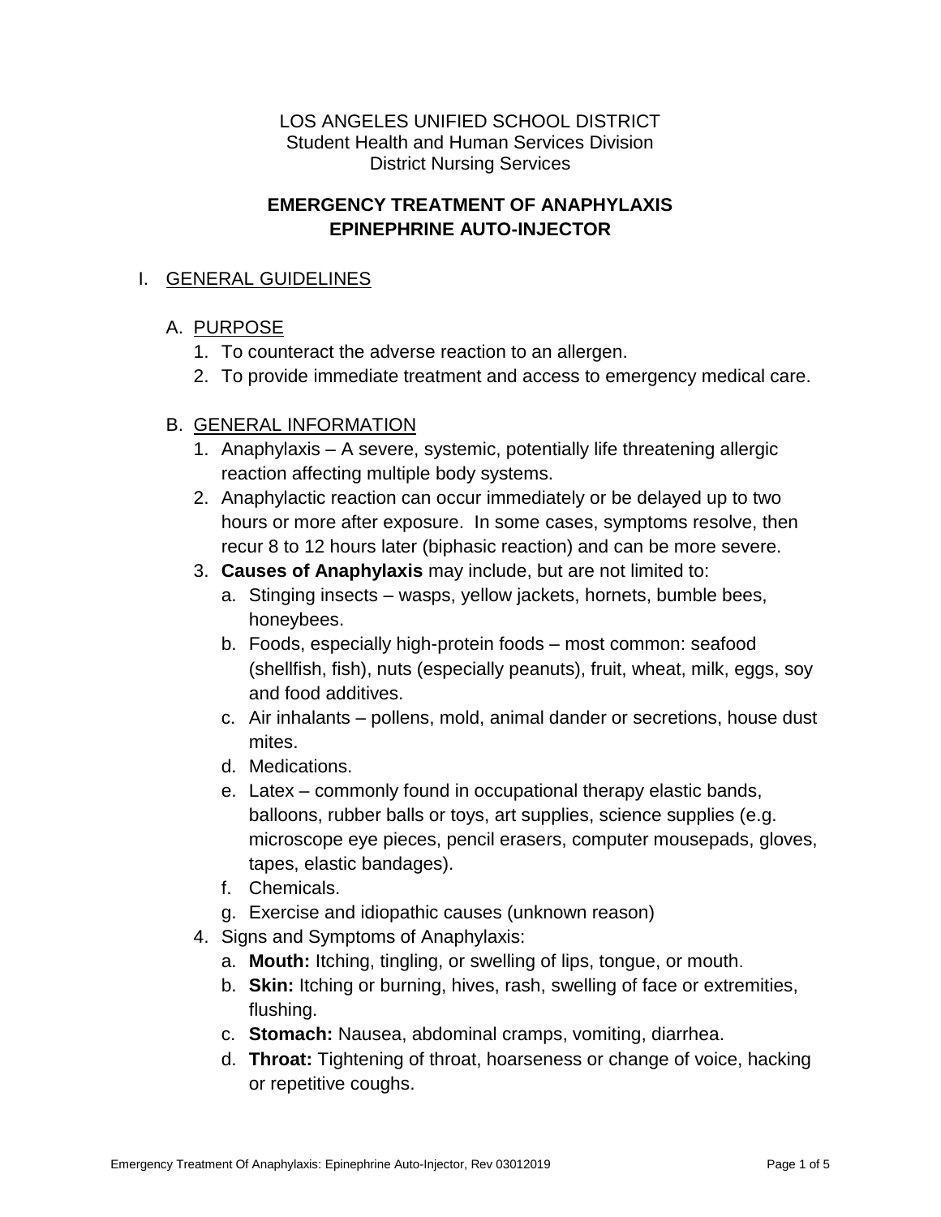LOS ANGELES UNIFIED SCHOOL DISTRICT
Student Health and Human Services Division
District Nursing Services

# EMERGENCY TREATMENT OF ANAPHYLAXIS
# EPINEPHRINE AUTO-INJECTOR

## I. GENERAL GUIDELINES

### A. PURPOSE

1. To counteract the adverse reaction to an allergen.
2. To provide immediate treatment and access to emergency medical care.

### B. GENERAL INFORMATION

1. Anaphylaxis – A severe, systemic, potentially life threatening allergic reaction affecting multiple body systems.
2. Anaphylactic reaction can occur immediately or be delayed up to two hours or more after exposure. In some cases, symptoms resolve, then recur 8 to 12 hours later (biphasic reaction) and can be more severe.
3. **Causes of Anaphylaxis** may include, but are not limited to:
   a. Stinging insects – wasps, yellow jackets, hornets, bumble bees, honeybees.
   b. Foods, especially high-protein foods – most common: seafood (shellfish, fish), nuts (especially peanuts), fruit, wheat, milk, eggs, soy and food additives.
   c. Air inhalants – pollens, mold, animal dander or secretions, house dust mites.
   d. Medications.
   e. Latex – commonly found in occupational therapy elastic bands, balloons, rubber balls or toys, art supplies, science supplies (e.g. microscope eye pieces, pencil erasers, computer mousepads, gloves, tapes, elastic bandages).
   f. Chemicals.
   g. Exercise and idiopathic causes (unknown reason)
4. Signs and Symptoms of Anaphylaxis:
   a. **Mouth:** Itching, tingling, or swelling of lips, tongue, or mouth.
   b. **Skin:** Itching or burning, hives, rash, swelling of face or extremities, flushing.
   c. **Stomach:** Nausea, abdominal cramps, vomiting, diarrhea.
   d. **Throat:** Tightening of throat, hoarseness or change of voice, hacking or repetitive coughs.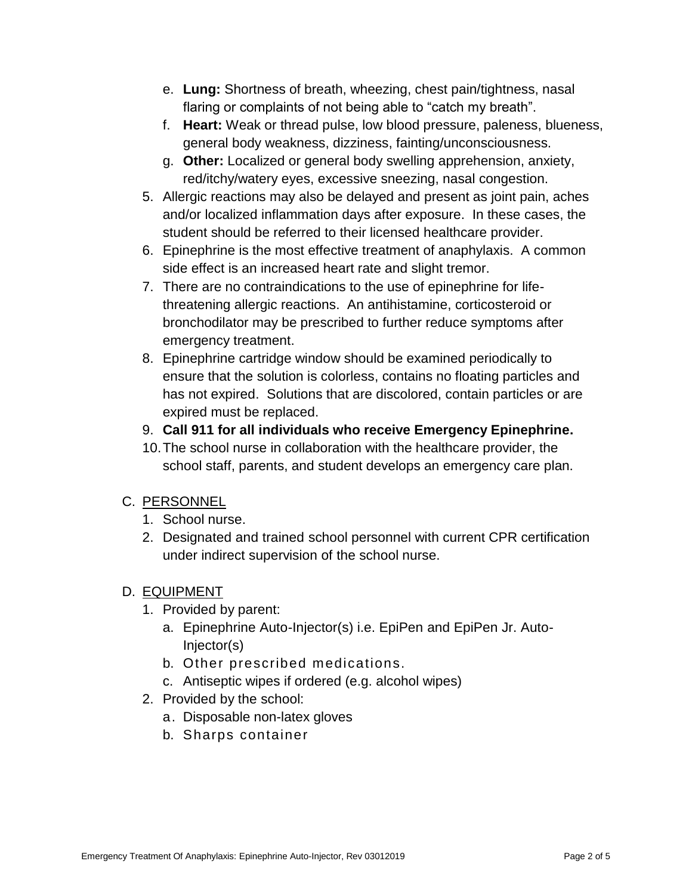e. **Lung:** Shortness of breath, wheezing, chest pain/tightness, nasal flaring or complaints of not being able to "catch my breath".
   f. **Heart:** Weak or thread pulse, low blood pressure, paleness, blueness, general body weakness, dizziness, fainting/unconsciousness.
   g. **Other:** Localized or general body swelling apprehension, anxiety, red/itchy/watery eyes, excessive sneezing, nasal congestion.
5. Allergic reactions may also be delayed and present as joint pain, aches and/or localized inflammation days after exposure. In these cases, the student should be referred to their licensed healthcare provider.
6. Epinephrine is the most effective treatment of anaphylaxis. A common side effect is an increased heart rate and slight tremor.
7. There are no contraindications to the use of epinephrine for life-threatening allergic reactions. An antihistamine, corticosteroid or bronchodilator may be prescribed to further reduce symptoms after emergency treatment.
8. Epinephrine cartridge window should be examined periodically to ensure that the solution is colorless, contains no floating particles and has not expired. Solutions that are discolored, contain particles or are expired must be replaced.
9. **Call 911 for all individuals who receive Emergency Epinephrine.**
10. The school nurse in collaboration with the healthcare provider, the school staff, parents, and student develops an emergency care plan.

C. <u>PERSONNEL</u>
   1. School nurse.
   2. Designated and trained school personnel with current CPR certification under indirect supervision of the school nurse.

D. <u>EQUIPMENT</u>
   1. Provided by parent:
      a. Epinephrine Auto-Injector(s) i.e. EpiPen and EpiPen Jr. Auto-Injector(s)
      b. Other prescribed medications.
      c. Antiseptic wipes if ordered (e.g. alcohol wipes)
   2. Provided by the school:
      a. Disposable non-latex gloves
      b. Sharps container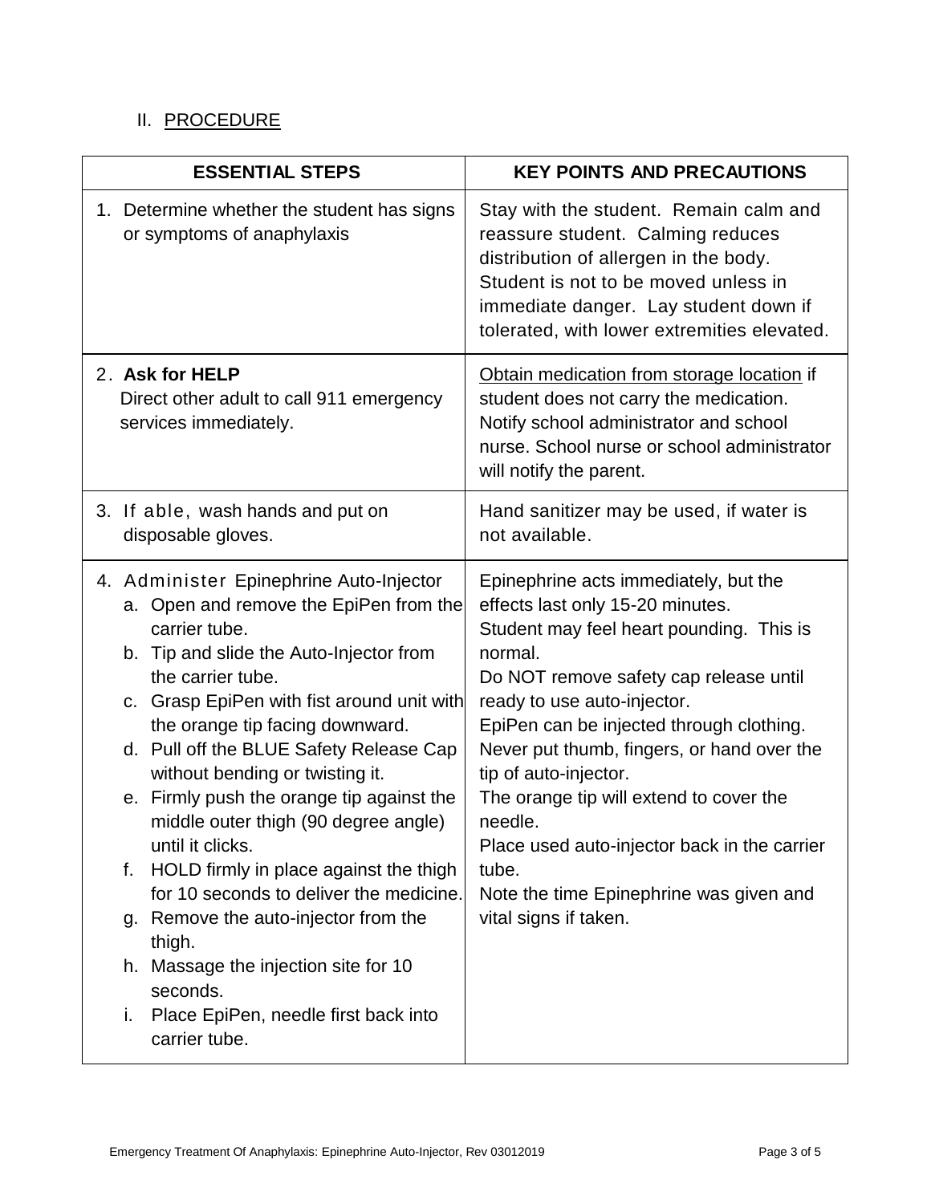## II. PROCEDURE

| ESSENTIAL STEPS | KEY POINTS AND PRECAUTIONS |
|---|---|
| 1. Determine whether the student has signs or symptoms of anaphylaxis | Stay with the student. Remain calm and reassure student. Calming reduces distribution of allergen in the body. Student is not to be moved unless in immediate danger. Lay student down if tolerated, with lower extremities elevated. |
| 2. **Ask for HELP**<br>Direct other adult to call 911 emergency services immediately. | Obtain medication from storage location if student does not carry the medication. Notify school administrator and school nurse. School nurse or school administrator will notify the parent. |
| 3. If able, wash hands and put on disposable gloves. | Hand sanitizer may be used, if water is not available. |
| 4. Administer Epinephrine Auto-Injector<br>a. Open and remove the EpiPen from the carrier tube.<br>b. Tip and slide the Auto-Injector from the carrier tube.<br>c. Grasp EpiPen with fist around unit with the orange tip facing downward.<br>d. Pull off the BLUE Safety Release Cap without bending or twisting it.<br>e. Firmly push the orange tip against the middle outer thigh (90 degree angle) until it clicks.<br>f. HOLD firmly in place against the thigh for 10 seconds to deliver the medicine.<br>g. Remove the auto-injector from the thigh.<br>h. Massage the injection site for 10 seconds.<br>i. Place EpiPen, needle first back into carrier tube. | Epinephrine acts immediately, but the effects last only 15-20 minutes.<br>Student may feel heart pounding. This is normal.<br>Do NOT remove safety cap release until ready to use auto-injector.<br>EpiPen can be injected through clothing.<br>Never put thumb, fingers, or hand over the tip of auto-injector.<br>The orange tip will extend to cover the needle.<br>Place used auto-injector back in the carrier tube.<br>Note the time Epinephrine was given and vital signs if taken. |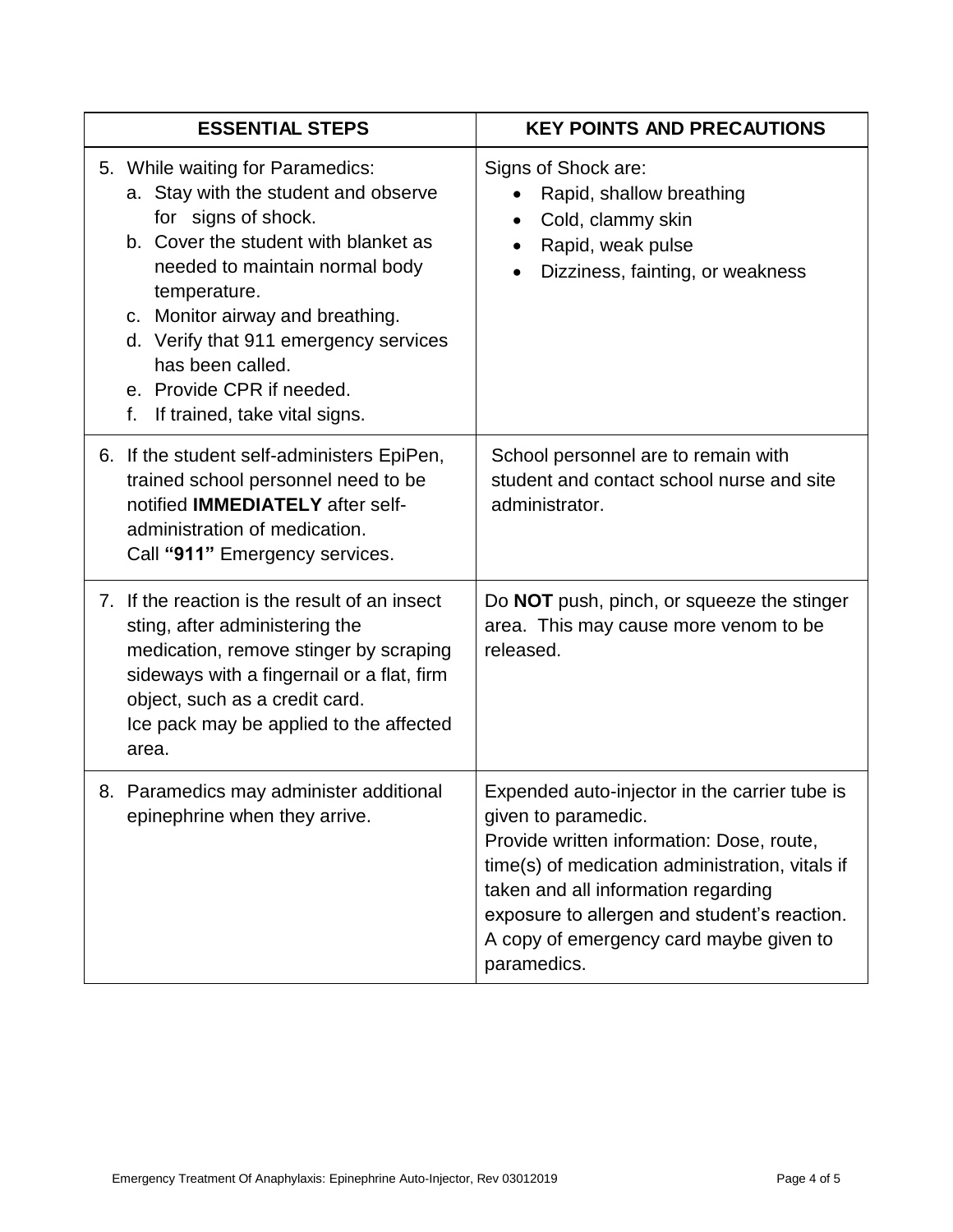| ESSENTIAL STEPS | KEY POINTS AND PRECAUTIONS |
|---|---|
| 5. While waiting for Paramedics:<br>a. Stay with the student and observe for signs of shock.<br>b. Cover the student with blanket as needed to maintain normal body temperature.<br>c. Monitor airway and breathing.<br>d. Verify that 911 emergency services has been called.<br>e. Provide CPR if needed.<br>f. If trained, take vital signs. | Signs of Shock are:<br>• Rapid, shallow breathing<br>• Cold, clammy skin<br>• Rapid, weak pulse<br>• Dizziness, fainting, or weakness |
| 6. If the student self-administers EpiPen, trained school personnel need to be notified **IMMEDIATELY** after self-administration of medication.<br>Call **"911"** Emergency services. | School personnel are to remain with student and contact school nurse and site administrator. |
| 7. If the reaction is the result of an insect sting, after administering the medication, remove stinger by scraping sideways with a fingernail or a flat, firm object, such as a credit card.<br>Ice pack may be applied to the affected area. | Do **NOT** push, pinch, or squeeze the stinger area. This may cause more venom to be released. |
| 8. Paramedics may administer additional epinephrine when they arrive. | Expended auto-injector in the carrier tube is given to paramedic.<br>Provide written information: Dose, route, time(s) of medication administration, vitals if taken and all information regarding exposure to allergen and student's reaction.<br>A copy of emergency card maybe given to paramedics. |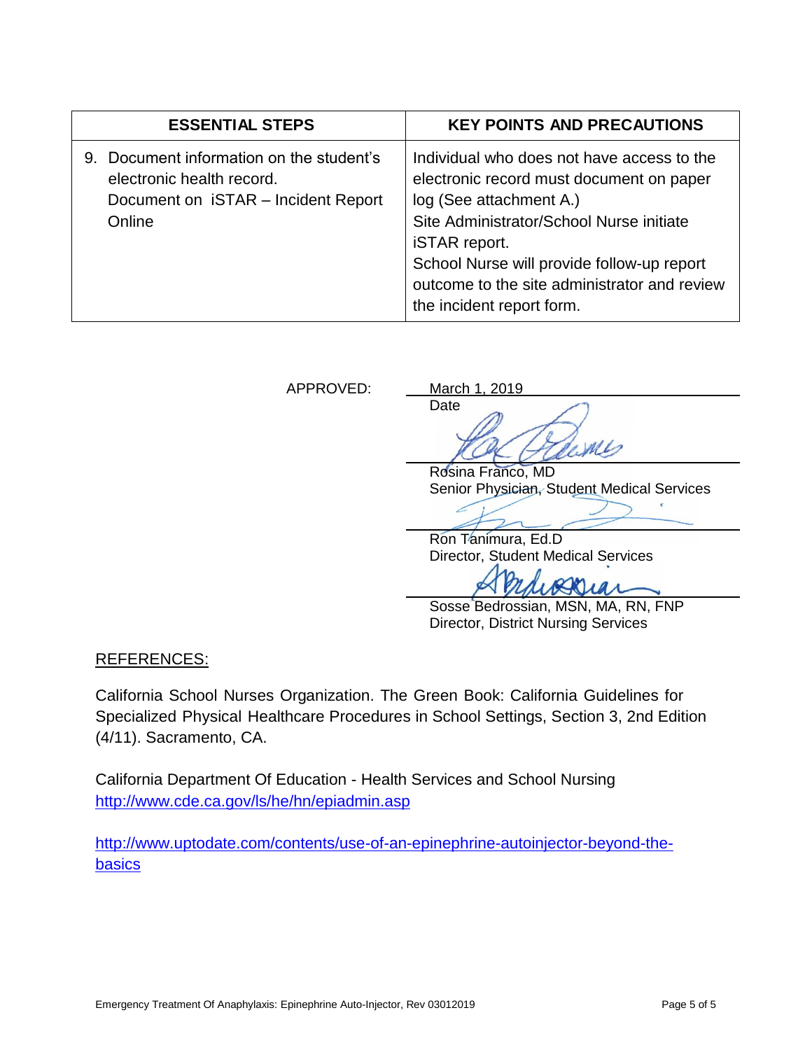| ESSENTIAL STEPS | KEY POINTS AND PRECAUTIONS |
|---|---|
| 9. Document information on the student's electronic health record. Document on iSTAR – Incident Report Online | Individual who does not have access to the electronic record must document on paper log (See attachment A.) Site Administrator/School Nurse initiate iSTAR report. School Nurse will provide follow-up report outcome to the site administrator and review the incident report form. |

APPROVED: March 1, 2019
Date

Rosina Franco, MD
Senior Physician, Student Medical Services

Ron Tanimura, Ed.D
Director, Student Medical Services

Sosse Bedrossian, MSN, MA, RN, FNP
Director, District Nursing Services

REFERENCES:

California School Nurses Organization. The Green Book: California Guidelines for Specialized Physical Healthcare Procedures in School Settings, Section 3, 2nd Edition (4/11). Sacramento, CA.

California Department Of Education - Health Services and School Nursing
http://www.cde.ca.gov/ls/he/hn/epiadmin.asp

http://www.uptodate.com/contents/use-of-an-epinephrine-autoinjector-beyond-the-basics